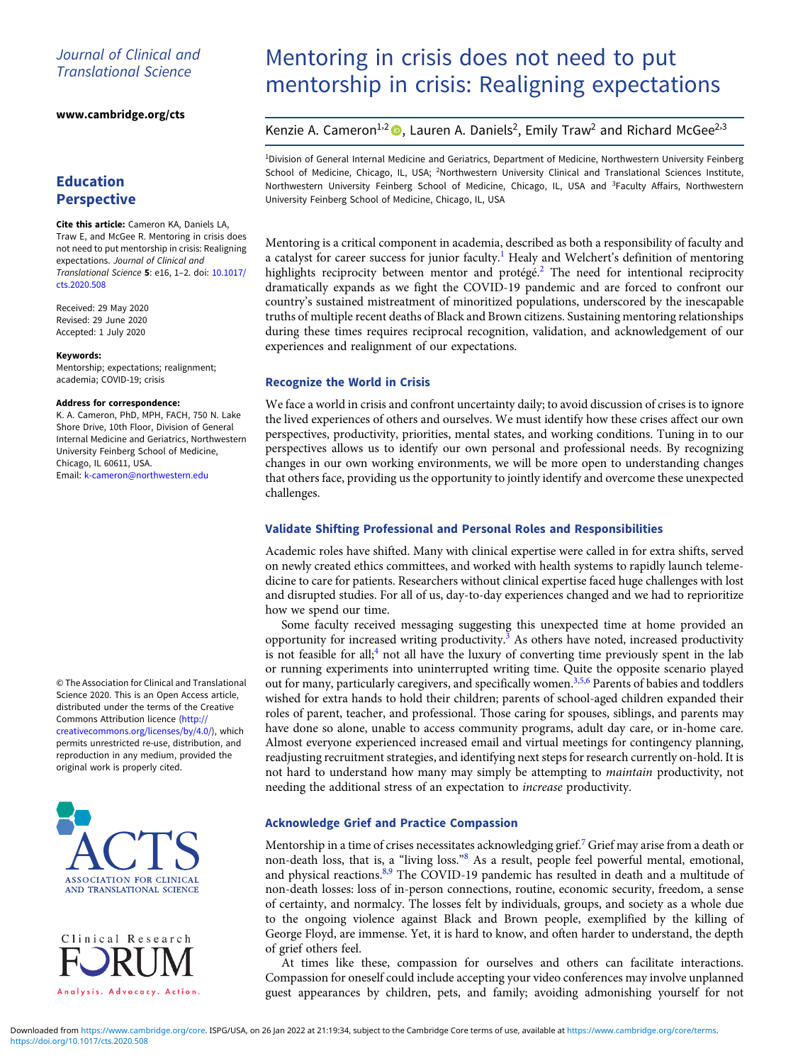Journal of Clinical and Translational Science

www.cambridge.org/cts

## Education Perspective

**Cite this article:** Cameron KA, Daniels LA, Traw E, and McGee R. Mentoring in crisis does not need to put mentorship in crisis: Realigning expectations. *Journal of Clinical and Translational Science* **5**: e16, 1–2. doi: 10.1017/cts.2020.508

Received: 29 May 2020
Revised: 29 June 2020
Accepted: 1 July 2020

**Keywords:**
Mentorship; expectations; realignment; academia; COVID-19; crisis

**Address for correspondence:**
K. A. Cameron, PhD, MPH, FACH, 750 N. Lake Shore Drive, 10th Floor, Division of General Internal Medicine and Geriatrics, Northwestern University Feinberg School of Medicine, Chicago, IL 60611, USA.
Email: k-cameron@northwestern.edu

© The Association for Clinical and Translational Science 2020. This is an Open Access article, distributed under the terms of the Creative Commons Attribution licence (http://creativecommons.org/licenses/by/4.0/), which permits unrestricted re-use, distribution, and reproduction in any medium, provided the original work is properly cited.

# Mentoring in crisis does not need to put mentorship in crisis: Realigning expectations

Kenzie A. Cameron[1,2], Lauren A. Daniels[2], Emily Traw[2] and Richard McGee[2,3]

[1]Division of General Internal Medicine and Geriatrics, Department of Medicine, Northwestern University Feinberg School of Medicine, Chicago, IL, USA; [2]Northwestern University Clinical and Translational Sciences Institute, Northwestern University Feinberg School of Medicine, Chicago, IL, USA and [3]Faculty Affairs, Northwestern University Feinberg School of Medicine, Chicago, IL, USA

Mentoring is a critical component in academia, described as both a responsibility of faculty and a catalyst for career success for junior faculty.[1] Healy and Welchert's definition of mentoring highlights reciprocity between mentor and protégé.[2] The need for intentional reciprocity dramatically expands as we fight the COVID-19 pandemic and are forced to confront our country's sustained mistreatment of minoritized populations, underscored by the inescapable truths of multiple recent deaths of Black and Brown citizens. Sustaining mentoring relationships during these times requires reciprocal recognition, validation, and acknowledgement of our experiences and realignment of our expectations.

### Recognize the World in Crisis

We face a world in crisis and confront uncertainty daily; to avoid discussion of crises is to ignore the lived experiences of others and ourselves. We must identify how these crises affect our own perspectives, productivity, priorities, mental states, and working conditions. Tuning in to our perspectives allows us to identify our own personal and professional needs. By recognizing changes in our own working environments, we will be more open to understanding changes that others face, providing us the opportunity to jointly identify and overcome these unexpected challenges.

### Validate Shifting Professional and Personal Roles and Responsibilities

Academic roles have shifted. Many with clinical expertise were called in for extra shifts, served on newly created ethics committees, and worked with health systems to rapidly launch telemedicine to care for patients. Researchers without clinical expertise faced huge challenges with lost and disrupted studies. For all of us, day-to-day experiences changed and we had to reprioritize how we spend our time.

Some faculty received messaging suggesting this unexpected time at home provided an opportunity for increased writing productivity.[3] As others have noted, increased productivity is not feasible for all;[4] not all have the luxury of converting time previously spent in the lab or running experiments into uninterrupted writing time. Quite the opposite scenario played out for many, particularly caregivers, and specifically women.[3,5,6] Parents of babies and toddlers wished for extra hands to hold their children; parents of school-aged children expanded their roles of parent, teacher, and professional. Those caring for spouses, siblings, and parents may have done so alone, unable to access community programs, adult day care, or in-home care. Almost everyone experienced increased email and virtual meetings for contingency planning, readjusting recruitment strategies, and identifying next steps for research currently on-hold. It is not hard to understand how many may simply be attempting to *maintain* productivity, not needing the additional stress of an expectation to *increase* productivity.

### Acknowledge Grief and Practice Compassion

Mentorship in a time of crises necessitates acknowledging grief.[7] Grief may arise from a death or non-death loss, that is, a "living loss."[8] As a result, people feel powerful mental, emotional, and physical reactions.[8,9] The COVID-19 pandemic has resulted in death and a multitude of non-death losses: loss of in-person connections, routine, economic security, freedom, a sense of certainty, and normalcy. The losses felt by individuals, groups, and society as a whole due to the ongoing violence against Black and Brown people, exemplified by the killing of George Floyd, are immense. Yet, it is hard to know, and often harder to understand, the depth of grief others feel.

At times like these, compassion for ourselves and others can facilitate interactions. Compassion for oneself could include accepting your video conferences may involve unplanned guest appearances by children, pets, and family; avoiding admonishing yourself for not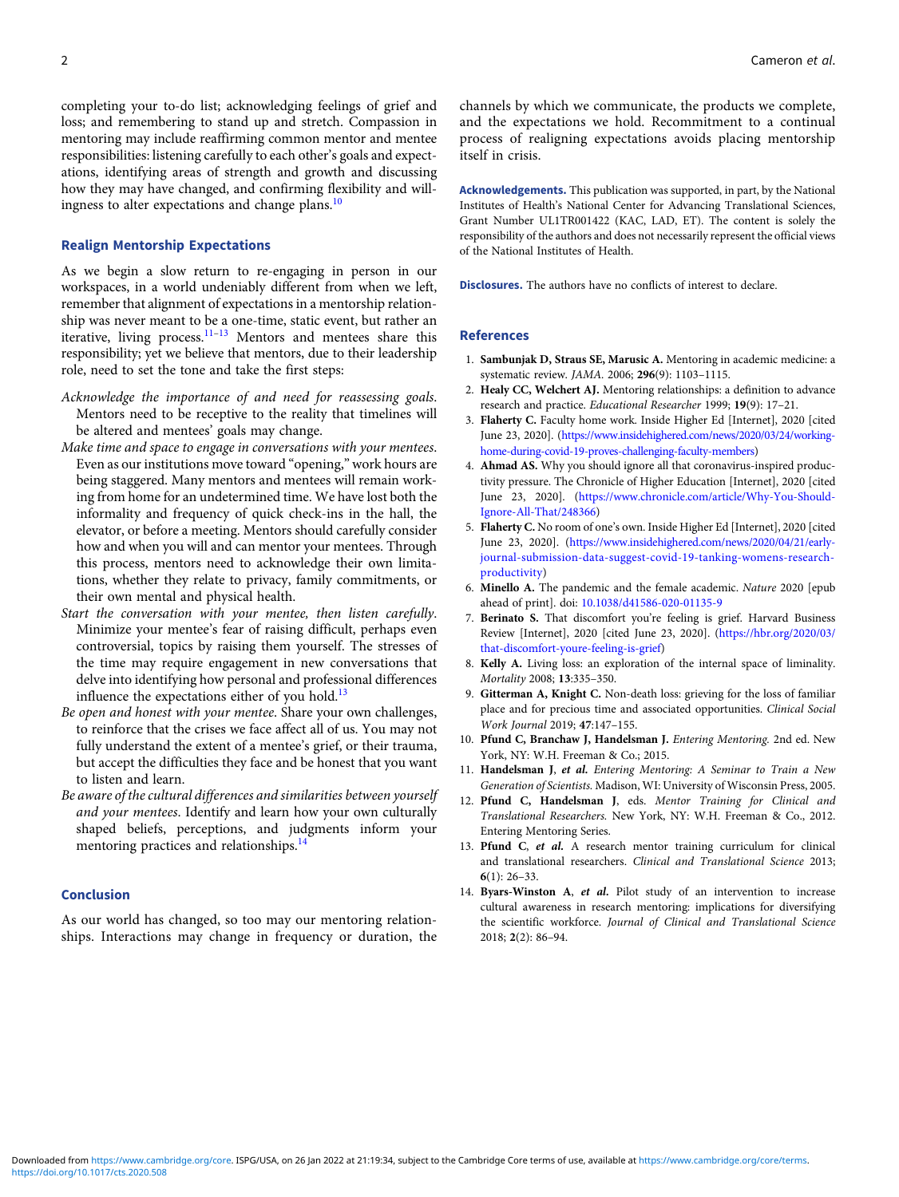completing your to-do list; acknowledging feelings of grief and loss; and remembering to stand up and stretch. Compassion in mentoring may include reaffirming common mentor and mentee responsibilities: listening carefully to each other's goals and expectations, identifying areas of strength and growth and discussing how they may have changed, and confirming flexibility and willingness to alter expectations and change plans.[10]

## Realign Mentorship Expectations

As we begin a slow return to re-engaging in person in our workspaces, in a world undeniably different from when we left, remember that alignment of expectations in a mentorship relationship was never meant to be a one-time, static event, but rather an iterative, living process.[11–13] Mentors and mentees share this responsibility; yet we believe that mentors, due to their leadership role, need to set the tone and take the first steps:

*Acknowledge the importance of and need for reassessing goals*. Mentors need to be receptive to the reality that timelines will be altered and mentees' goals may change.

*Make time and space to engage in conversations with your mentees*. Even as our institutions move toward "opening," work hours are being staggered. Many mentors and mentees will remain working from home for an undetermined time. We have lost both the informality and frequency of quick check-ins in the hall, the elevator, or before a meeting. Mentors should carefully consider how and when you will and can mentor your mentees. Through this process, mentors need to acknowledge their own limitations, whether they relate to privacy, family commitments, or their own mental and physical health.

*Start the conversation with your mentee, then listen carefully*. Minimize your mentee's fear of raising difficult, perhaps even controversial, topics by raising them yourself. The stresses of the time may require engagement in new conversations that delve into identifying how personal and professional differences influence the expectations either of you hold.[13]

*Be open and honest with your mentee*. Share your own challenges, to reinforce that the crises we face affect all of us. You may not fully understand the extent of a mentee's grief, or their trauma, but accept the difficulties they face and be honest that you want to listen and learn.

*Be aware of the cultural differences and similarities between yourself and your mentees*. Identify and learn how your own culturally shaped beliefs, perceptions, and judgments inform your mentoring practices and relationships.[14]

## Conclusion

As our world has changed, so too may our mentoring relationships. Interactions may change in frequency or duration, the channels by which we communicate, the products we complete, and the expectations we hold. Recommitment to a continual process of realigning expectations avoids placing mentorship itself in crisis.

**Acknowledgements.** This publication was supported, in part, by the National Institutes of Health's National Center for Advancing Translational Sciences, Grant Number UL1TR001422 (KAC, LAD, ET). The content is solely the responsibility of the authors and does not necessarily represent the official views of the National Institutes of Health.

**Disclosures.** The authors have no conflicts of interest to declare.

## References

1. **Sambunjak D, Straus SE, Marusic A.** Mentoring in academic medicine: a systematic review. *JAMA*. 2006; **296**(9): 1103–1115.
2. **Healy CC, Welchert AJ.** Mentoring relationships: a definition to advance research and practice. *Educational Researcher* 1999; **19**(9): 17–21.
3. **Flaherty C.** Faculty home work. Inside Higher Ed [Internet], 2020 [cited June 23, 2020]. (https://www.insidehighered.com/news/2020/03/24/working-home-during-covid-19-proves-challenging-faculty-members)
4. **Ahmad AS.** Why you should ignore all that coronavirus-inspired productivity pressure. The Chronicle of Higher Education [Internet], 2020 [cited June 23, 2020]. (https://www.chronicle.com/article/Why-You-Should-Ignore-All-That/248366)
5. **Flaherty C.** No room of one's own. Inside Higher Ed [Internet], 2020 [cited June 23, 2020]. (https://www.insidehighered.com/news/2020/04/21/early-journal-submission-data-suggest-covid-19-tanking-womens-research-productivity)
6. **Minello A.** The pandemic and the female academic. *Nature* 2020 [epub ahead of print]. doi: 10.1038/d41586-020-01135-9
7. **Berinato S.** That discomfort you're feeling is grief. Harvard Business Review [Internet], 2020 [cited June 23, 2020]. (https://hbr.org/2020/03/that-discomfort-youre-feeling-is-grief)
8. **Kelly A.** Living loss: an exploration of the internal space of liminality. *Mortality* 2008; **13**:335–350.
9. **Gitterman A, Knight C.** Non-death loss: grieving for the loss of familiar place and for precious time and associated opportunities. *Clinical Social Work Journal* 2019; **47**:147–155.
10. **Pfund C, Branchaw J, Handelsman J.** *Entering Mentoring*. 2nd ed. New York, NY: W.H. Freeman & Co.; 2015.
11. **Handelsman J**, ***et al.*** *Entering Mentoring: A Seminar to Train a New Generation of Scientists*. Madison, WI: University of Wisconsin Press, 2005.
12. **Pfund C, Handelsman J**, eds. *Mentor Training for Clinical and Translational Researchers*. New York, NY: W.H. Freeman & Co., 2012. Entering Mentoring Series.
13. **Pfund C**, ***et al.*** A research mentor training curriculum for clinical and translational researchers. *Clinical and Translational Science* 2013; **6**(1): 26–33.
14. **Byars-Winston A**, ***et al.*** Pilot study of an intervention to increase cultural awareness in research mentoring: implications for diversifying the scientific workforce. *Journal of Clinical and Translational Science* 2018; **2**(2): 86–94.